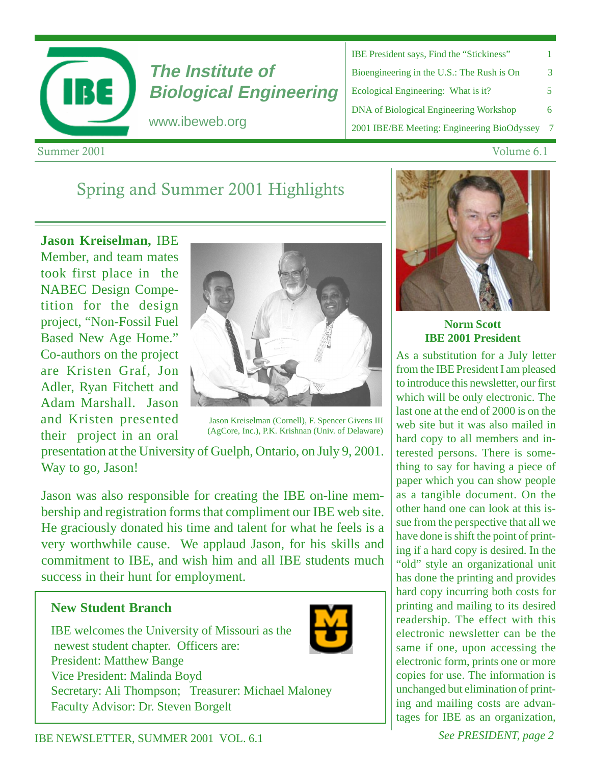# The Institute of Biological Engineering

www.ibeweb.org

| | |
|---|---|
| IBE President says, Find the "Stickiness" | 1 |
| Bioengineering in the U.S.: The Rush is On | 3 |
| Ecological Engineering: What is it? | 5 |
| DNA of Biological Engineering Workshop | 6 |
| 2001 IBE/BE Meeting: Engineering BioOdyssey | 7 |

Summer 2001 — Volume 6.1

## Spring and Summer 2001 Highlights

**Jason Kreiselman,** IBE Member, and team mates took first place in the NABEC Design Competition for the design project, "Non-Fossil Fuel Based New Age Home." Co-authors on the project are Kristen Graf, Jon Adler, Ryan Fitchett and Adam Marshall. Jason and Kristen presented their project in an oral presentation at the University of Guelph, Ontario, on July 9, 2001. Way to go, Jason!

Jason Kreiselman (Cornell), F. Spencer Givens III (AgCore, Inc.), P.K. Krishnan (Univ. of Delaware)

Jason was also responsible for creating the IBE on-line membership and registration forms that compliment our IBE web site. He graciously donated his time and talent for what he feels is a very worthwhile cause. We applaud Jason, for his skills and commitment to IBE, and wish him and all IBE students much success in their hunt for employment.

### New Student Branch

IBE welcomes the University of Missouri as the newest student chapter. Officers are:
President: Matthew Bange
Vice President: Malinda Boyd
Secretary: Ali Thompson; Treasurer: Michael Maloney
Faculty Advisor: Dr. Steven Borgelt

**Norm Scott**
**IBE 2001 President**

As a substitution for a July letter from the IBE President I am pleased to introduce this newsletter, our first which will be only electronic. The last one at the end of 2000 is on the web site but it was also mailed in hard copy to all members and interested persons. There is something to say for having a piece of paper which you can show people as a tangible document. On the other hand one can look at this issue from the perspective that all we have done is shift the point of printing if a hard copy is desired. In the "old" style an organizational unit has done the printing and provides hard copy incurring both costs for printing and mailing to its desired readership. The effect with this electronic newsletter can be the same if one, upon accessing the electronic form, prints one or more copies for use. The information is unchanged but elimination of printing and mailing costs are advantages for IBE as an organization,

*See PRESIDENT, page 2*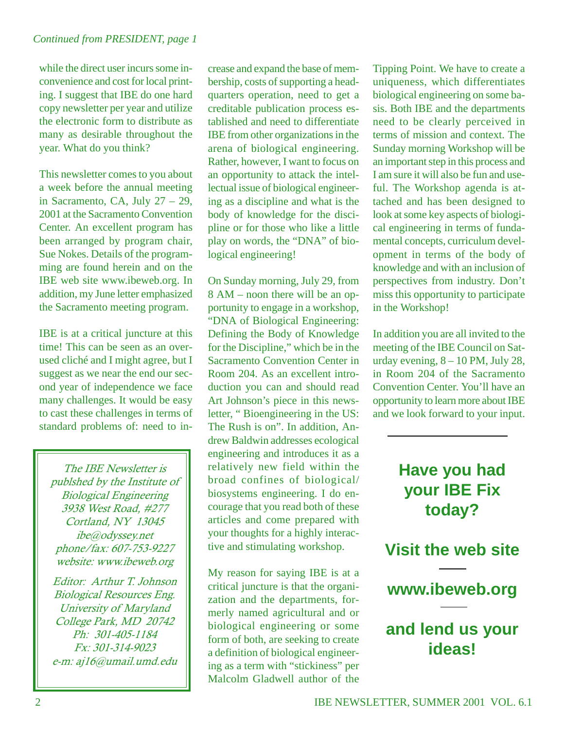*Continued from PRESIDENT, page 1*

while the direct user incurs some inconvenience and cost for local printing. I suggest that IBE do one hard copy newsletter per year and utilize the electronic form to distribute as many as desirable throughout the year. What do you think?

This newsletter comes to you about a week before the annual meeting in Sacramento, CA, July 27 – 29, 2001 at the Sacramento Convention Center. An excellent program has been arranged by program chair, Sue Nokes. Details of the programming are found herein and on the IBE web site www.ibeweb.org. In addition, my June letter emphasized the Sacramento meeting program.

IBE is at a critical juncture at this time! This can be seen as an overused cliché and I might agree, but I suggest as we near the end our second year of independence we face many challenges. It would be easy to cast these challenges in terms of standard problems of: need to increase and expand the base of membership, costs of supporting a headquarters operation, need to get a creditable publication process established and need to differentiate IBE from other organizations in the arena of biological engineering. Rather, however, I want to focus on an opportunity to attack the intellectual issue of biological engineering as a discipline and what is the body of knowledge for the discipline or for those who like a little play on words, the "DNA" of biological engineering!

On Sunday morning, July 29, from 8 AM – noon there will be an opportunity to engage in a workshop, "DNA of Biological Engineering: Defining the Body of Knowledge for the Discipline," which be in the Sacramento Convention Center in Room 204. As an excellent introduction you can and should read Art Johnson's piece in this newsletter, " Bioengineering in the US: The Rush is on". In addition, Andrew Baldwin addresses ecological engineering and introduces it as a relatively new field within the broad confines of biological/ biosystems engineering. I do encourage that you read both of these articles and come prepared with your thoughts for a highly interactive and stimulating workshop.

My reason for saying IBE is at a critical juncture is that the organization and the departments, formerly named agricultural and or biological engineering or some form of both, are seeking to create a definition of biological engineering as a term with "stickiness" per Malcolm Gladwell author of the Tipping Point. We have to create a uniqueness, which differentiates biological engineering on some basis. Both IBE and the departments need to be clearly perceived in terms of mission and context. The Sunday morning Workshop will be an important step in this process and I am sure it will also be fun and useful. The Workshop agenda is attached and has been designed to look at some key aspects of biological engineering in terms of fundamental concepts, curriculum development in terms of the body of knowledge and with an inclusion of perspectives from industry. Don't miss this opportunity to participate in the Workshop!

In addition you are all invited to the meeting of the IBE Council on Saturday evening, 8 – 10 PM, July 28, in Room 204 of the Sacramento Convention Center. You'll have an opportunity to learn more about IBE and we look forward to your input.

---

*The IBE Newsletter is publshed by the Institute of Biological Engineering*
*3938 West Road, #277*
*Cortland, NY 13045*
*ibe@odyssey.net*
*phone/fax: 607-753-9227*
*website: www.ibeweb.org*

*Editor: Arthur T. Johnson*
*Biological Resources Eng.*
*University of Maryland*
*College Park, MD 20742*
*Ph: 301-405-1184*
*Fx: 301-314-9023*
*e-m: aj16@umail.umd.edu*

---

**Have you had your IBE Fix today?**

**Visit the web site**

**www.ibeweb.org**

**and lend us your ideas!**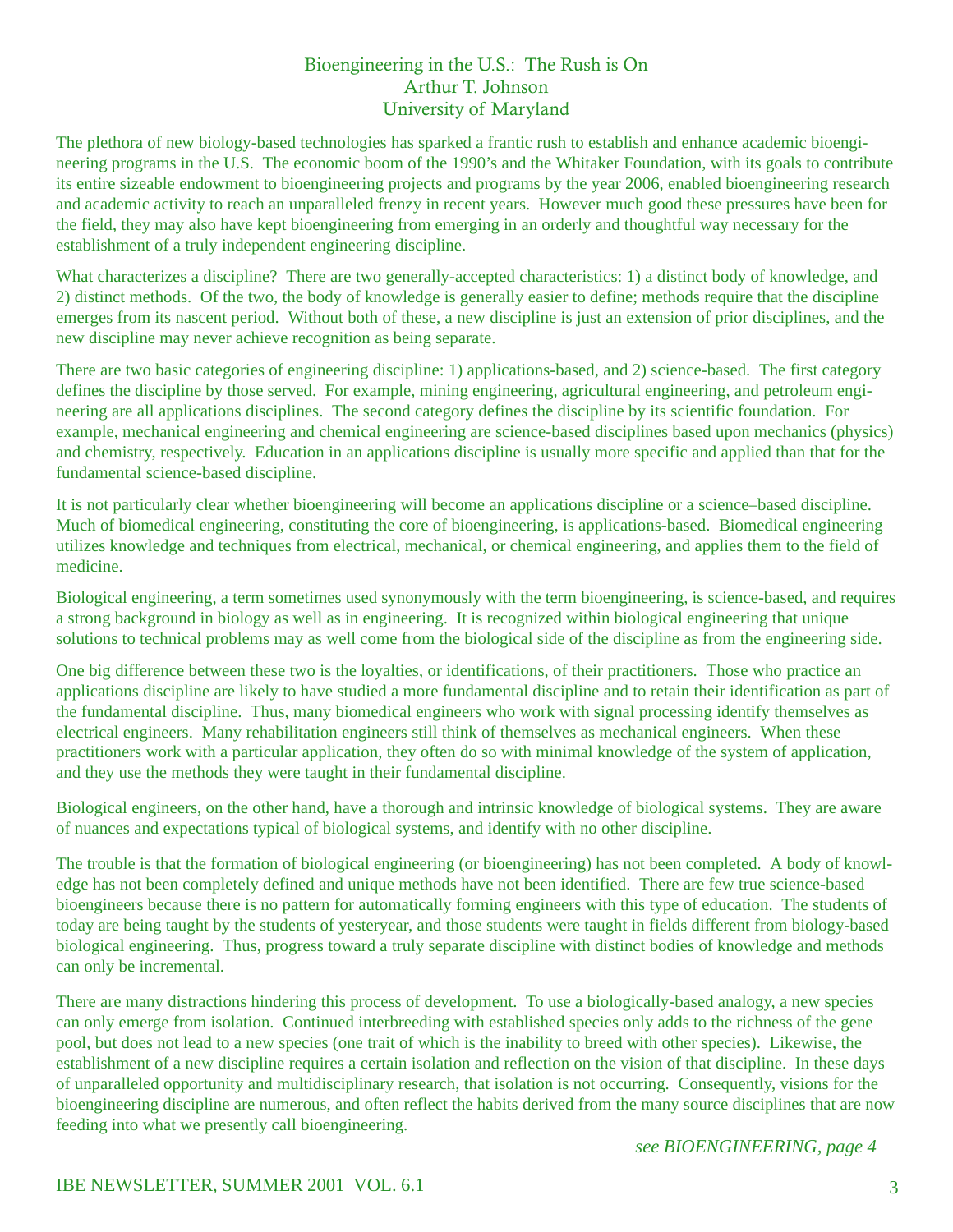# Bioengineering in the U.S.: The Rush is On

Arthur T. Johnson
University of Maryland

The plethora of new biology-based technologies has sparked a frantic rush to establish and enhance academic bioengineering programs in the U.S. The economic boom of the 1990's and the Whitaker Foundation, with its goals to contribute its entire sizeable endowment to bioengineering projects and programs by the year 2006, enabled bioengineering research and academic activity to reach an unparalleled frenzy in recent years. However much good these pressures have been for the field, they may also have kept bioengineering from emerging in an orderly and thoughtful way necessary for the establishment of a truly independent engineering discipline.

What characterizes a discipline? There are two generally-accepted characteristics: 1) a distinct body of knowledge, and 2) distinct methods. Of the two, the body of knowledge is generally easier to define; methods require that the discipline emerges from its nascent period. Without both of these, a new discipline is just an extension of prior disciplines, and the new discipline may never achieve recognition as being separate.

There are two basic categories of engineering discipline: 1) applications-based, and 2) science-based. The first category defines the discipline by those served. For example, mining engineering, agricultural engineering, and petroleum engineering are all applications disciplines. The second category defines the discipline by its scientific foundation. For example, mechanical engineering and chemical engineering are science-based disciplines based upon mechanics (physics) and chemistry, respectively. Education in an applications discipline is usually more specific and applied than that for the fundamental science-based discipline.

It is not particularly clear whether bioengineering will become an applications discipline or a science–based discipline. Much of biomedical engineering, constituting the core of bioengineering, is applications-based. Biomedical engineering utilizes knowledge and techniques from electrical, mechanical, or chemical engineering, and applies them to the field of medicine.

Biological engineering, a term sometimes used synonymously with the term bioengineering, is science-based, and requires a strong background in biology as well as in engineering. It is recognized within biological engineering that unique solutions to technical problems may as well come from the biological side of the discipline as from the engineering side.

One big difference between these two is the loyalties, or identifications, of their practitioners. Those who practice an applications discipline are likely to have studied a more fundamental discipline and to retain their identification as part of the fundamental discipline. Thus, many biomedical engineers who work with signal processing identify themselves as electrical engineers. Many rehabilitation engineers still think of themselves as mechanical engineers. When these practitioners work with a particular application, they often do so with minimal knowledge of the system of application, and they use the methods they were taught in their fundamental discipline.

Biological engineers, on the other hand, have a thorough and intrinsic knowledge of biological systems. They are aware of nuances and expectations typical of biological systems, and identify with no other discipline.

The trouble is that the formation of biological engineering (or bioengineering) has not been completed. A body of knowledge has not been completely defined and unique methods have not been identified. There are few true science-based bioengineers because there is no pattern for automatically forming engineers with this type of education. The students of today are being taught by the students of yesteryear, and those students were taught in fields different from biology-based biological engineering. Thus, progress toward a truly separate discipline with distinct bodies of knowledge and methods can only be incremental.

There are many distractions hindering this process of development. To use a biologically-based analogy, a new species can only emerge from isolation. Continued interbreeding with established species only adds to the richness of the gene pool, but does not lead to a new species (one trait of which is the inability to breed with other species). Likewise, the establishment of a new discipline requires a certain isolation and reflection on the vision of that discipline. In these days of unparalleled opportunity and multidisciplinary research, that isolation is not occurring. Consequently, visions for the bioengineering discipline are numerous, and often reflect the habits derived from the many source disciplines that are now feeding into what we presently call bioengineering.

*see BIOENGINEERING, page 4*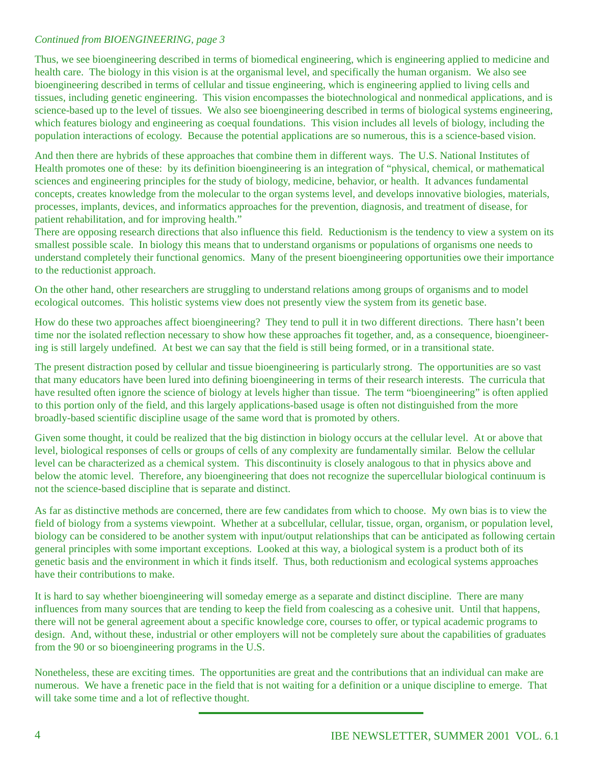*Continued from BIOENGINEERING, page 3*

Thus, we see bioengineering described in terms of biomedical engineering, which is engineering applied to medicine and health care. The biology in this vision is at the organismal level, and specifically the human organism. We also see bioengineering described in terms of cellular and tissue engineering, which is engineering applied to living cells and tissues, including genetic engineering. This vision encompasses the biotechnological and nonmedical applications, and is science-based up to the level of tissues. We also see bioengineering described in terms of biological systems engineering, which features biology and engineering as coequal foundations. This vision includes all levels of biology, including the population interactions of ecology. Because the potential applications are so numerous, this is a science-based vision.

And then there are hybrids of these approaches that combine them in different ways. The U.S. National Institutes of Health promotes one of these: by its definition bioengineering is an integration of "physical, chemical, or mathematical sciences and engineering principles for the study of biology, medicine, behavior, or health. It advances fundamental concepts, creates knowledge from the molecular to the organ systems level, and develops innovative biologies, materials, processes, implants, devices, and informatics approaches for the prevention, diagnosis, and treatment of disease, for patient rehabilitation, and for improving health."

There are opposing research directions that also influence this field. Reductionism is the tendency to view a system on its smallest possible scale. In biology this means that to understand organisms or populations of organisms one needs to understand completely their functional genomics. Many of the present bioengineering opportunities owe their importance to the reductionist approach.

On the other hand, other researchers are struggling to understand relations among groups of organisms and to model ecological outcomes. This holistic systems view does not presently view the system from its genetic base.

How do these two approaches affect bioengineering? They tend to pull it in two different directions. There hasn't been time nor the isolated reflection necessary to show how these approaches fit together, and, as a consequence, bioengineering is still largely undefined. At best we can say that the field is still being formed, or in a transitional state.

The present distraction posed by cellular and tissue bioengineering is particularly strong. The opportunities are so vast that many educators have been lured into defining bioengineering in terms of their research interests. The curricula that have resulted often ignore the science of biology at levels higher than tissue. The term "bioengineering" is often applied to this portion only of the field, and this largely applications-based usage is often not distinguished from the more broadly-based scientific discipline usage of the same word that is promoted by others.

Given some thought, it could be realized that the big distinction in biology occurs at the cellular level. At or above that level, biological responses of cells or groups of cells of any complexity are fundamentally similar. Below the cellular level can be characterized as a chemical system. This discontinuity is closely analogous to that in physics above and below the atomic level. Therefore, any bioengineering that does not recognize the supercellular biological continuum is not the science-based discipline that is separate and distinct.

As far as distinctive methods are concerned, there are few candidates from which to choose. My own bias is to view the field of biology from a systems viewpoint. Whether at a subcellular, cellular, tissue, organ, organism, or population level, biology can be considered to be another system with input/output relationships that can be anticipated as following certain general principles with some important exceptions. Looked at this way, a biological system is a product both of its genetic basis and the environment in which it finds itself. Thus, both reductionism and ecological systems approaches have their contributions to make.

It is hard to say whether bioengineering will someday emerge as a separate and distinct discipline. There are many influences from many sources that are tending to keep the field from coalescing as a cohesive unit. Until that happens, there will not be general agreement about a specific knowledge core, courses to offer, or typical academic programs to design. And, without these, industrial or other employers will not be completely sure about the capabilities of graduates from the 90 or so bioengineering programs in the U.S.

Nonetheless, these are exciting times. The opportunities are great and the contributions that an individual can make are numerous. We have a frenetic pace in the field that is not waiting for a definition or a unique discipline to emerge. That will take some time and a lot of reflective thought.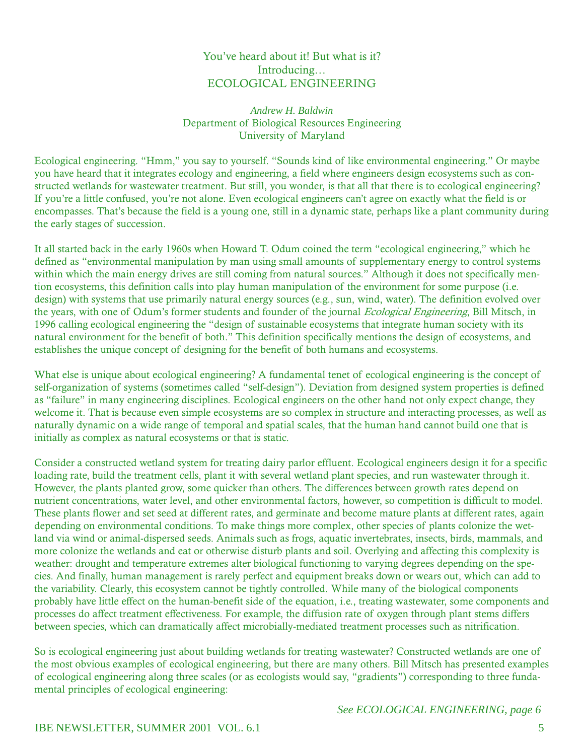# You've heard about it! But what is it? Introducing… ECOLOGICAL ENGINEERING

*Andrew H. Baldwin*
Department of Biological Resources Engineering
University of Maryland

Ecological engineering. "Hmm," you say to yourself. "Sounds kind of like environmental engineering." Or maybe you have heard that it integrates ecology and engineering, a field where engineers design ecosystems such as constructed wetlands for wastewater treatment. But still, you wonder, is that all that there is to ecological engineering? If you're a little confused, you're not alone. Even ecological engineers can't agree on exactly what the field is or encompasses. That's because the field is a young one, still in a dynamic state, perhaps like a plant community during the early stages of succession.

It all started back in the early 1960s when Howard T. Odum coined the term "ecological engineering," which he defined as "environmental manipulation by man using small amounts of supplementary energy to control systems within which the main energy drives are still coming from natural sources." Although it does not specifically mention ecosystems, this definition calls into play human manipulation of the environment for some purpose (i.e. design) with systems that use primarily natural energy sources (e.g., sun, wind, water). The definition evolved over the years, with one of Odum's former students and founder of the journal *Ecological Engineering*, Bill Mitsch, in 1996 calling ecological engineering the "design of sustainable ecosystems that integrate human society with its natural environment for the benefit of both." This definition specifically mentions the design of ecosystems, and establishes the unique concept of designing for the benefit of both humans and ecosystems.

What else is unique about ecological engineering? A fundamental tenet of ecological engineering is the concept of self-organization of systems (sometimes called "self-design"). Deviation from designed system properties is defined as "failure" in many engineering disciplines. Ecological engineers on the other hand not only expect change, they welcome it. That is because even simple ecosystems are so complex in structure and interacting processes, as well as naturally dynamic on a wide range of temporal and spatial scales, that the human hand cannot build one that is initially as complex as natural ecosystems or that is static.

Consider a constructed wetland system for treating dairy parlor effluent. Ecological engineers design it for a specific loading rate, build the treatment cells, plant it with several wetland plant species, and run wastewater through it. However, the plants planted grow, some quicker than others. The differences between growth rates depend on nutrient concentrations, water level, and other environmental factors, however, so competition is difficult to model. These plants flower and set seed at different rates, and germinate and become mature plants at different rates, again depending on environmental conditions. To make things more complex, other species of plants colonize the wetland via wind or animal-dispersed seeds. Animals such as frogs, aquatic invertebrates, insects, birds, mammals, and more colonize the wetlands and eat or otherwise disturb plants and soil. Overlying and affecting this complexity is weather: drought and temperature extremes alter biological functioning to varying degrees depending on the species. And finally, human management is rarely perfect and equipment breaks down or wears out, which can add to the variability. Clearly, this ecosystem cannot be tightly controlled. While many of the biological components probably have little effect on the human-benefit side of the equation, i.e., treating wastewater, some components and processes do affect treatment effectiveness. For example, the diffusion rate of oxygen through plant stems differs between species, which can dramatically affect microbially-mediated treatment processes such as nitrification.

So is ecological engineering just about building wetlands for treating wastewater? Constructed wetlands are one of the most obvious examples of ecological engineering, but there are many others. Bill Mitsch has presented examples of ecological engineering along three scales (or as ecologists would say, "gradients") corresponding to three fundamental principles of ecological engineering:

*See ECOLOGICAL ENGINEERING, page 6*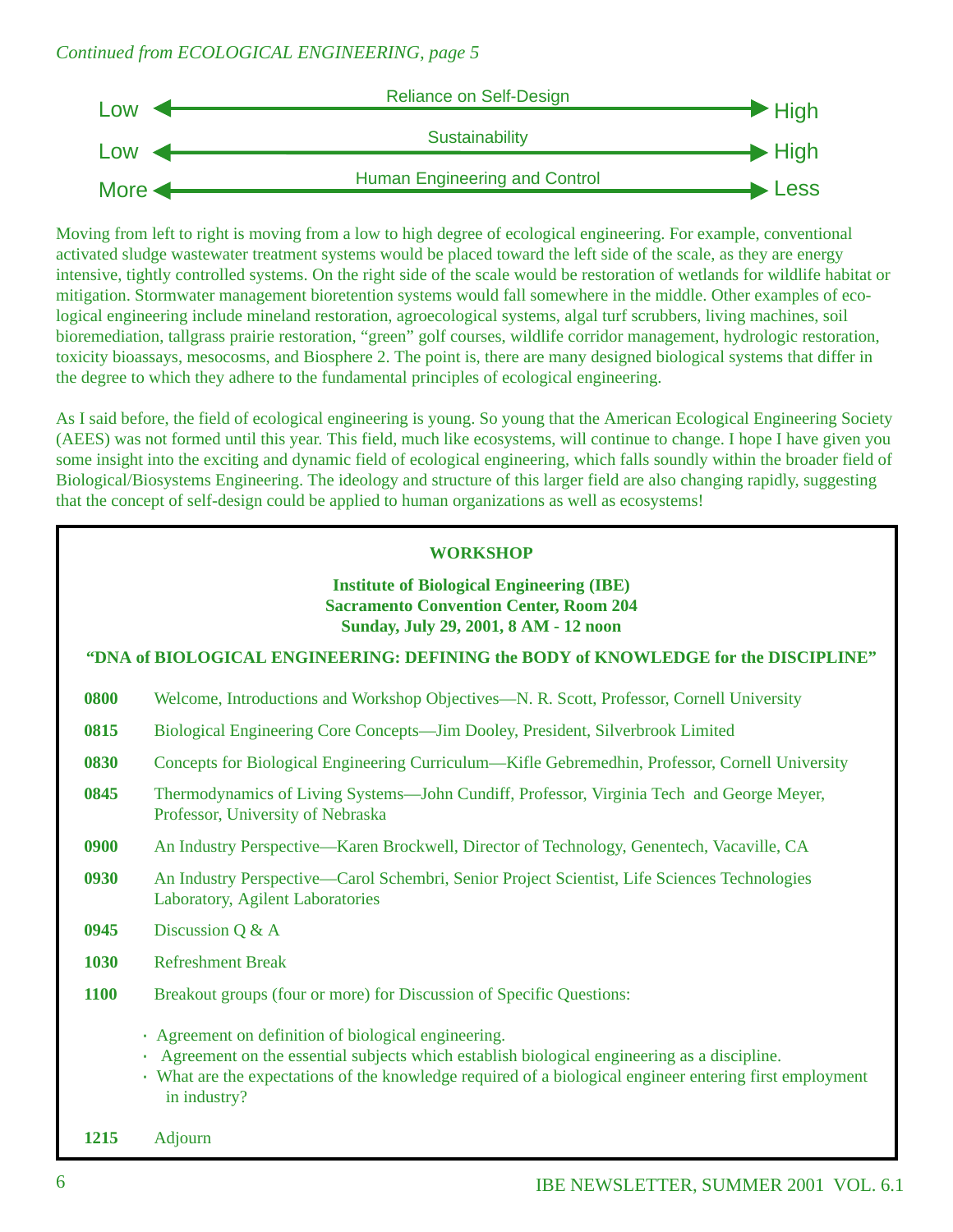*Continued from ECOLOGICAL ENGINEERING, page 5*

| | Scale | |
|---|---|---|
| Low | Reliance on Self-Design | High |
| Low | Sustainability | High |
| More | Human Engineering and Control | Less |

Moving from left to right is moving from a low to high degree of ecological engineering. For example, conventional activated sludge wastewater treatment systems would be placed toward the left side of the scale, as they are energy intensive, tightly controlled systems. On the right side of the scale would be restoration of wetlands for wildlife habitat or mitigation. Stormwater management bioretention systems would fall somewhere in the middle. Other examples of ecological engineering include mineland restoration, agroecological systems, algal turf scrubbers, living machines, soil bioremediation, tallgrass prairie restoration, "green" golf courses, wildlife corridor management, hydrologic restoration, toxicity bioassays, mesocosms, and Biosphere 2. The point is, there are many designed biological systems that differ in the degree to which they adhere to the fundamental principles of ecological engineering.

As I said before, the field of ecological engineering is young. So young that the American Ecological Engineering Society (AEES) was not formed until this year. This field, much like ecosystems, will continue to change. I hope I have given you some insight into the exciting and dynamic field of ecological engineering, which falls soundly within the broader field of Biological/Biosystems Engineering. The ideology and structure of this larger field are also changing rapidly, suggesting that the concept of self-design could be applied to human organizations as well as ecosystems!

## WORKSHOP

**Institute of Biological Engineering (IBE)**
**Sacramento Convention Center, Room 204**
**Sunday, July 29, 2001, 8 AM - 12 noon**

**"DNA of BIOLOGICAL ENGINEERING: DEFINING the BODY of KNOWLEDGE for the DISCIPLINE"**

**0800** Welcome, Introductions and Workshop Objectives—N. R. Scott, Professor, Cornell University

**0815** Biological Engineering Core Concepts—Jim Dooley, President, Silverbrook Limited

**0830** Concepts for Biological Engineering Curriculum—Kifle Gebremedhin, Professor, Cornell University

**0845** Thermodynamics of Living Systems—John Cundiff, Professor, Virginia Tech and George Meyer, Professor, University of Nebraska

**0900** An Industry Perspective—Karen Brockwell, Director of Technology, Genentech, Vacaville, CA

**0930** An Industry Perspective—Carol Schembri, Senior Project Scientist, Life Sciences Technologies Laboratory, Agilent Laboratories

**0945** Discussion Q & A

**1030** Refreshment Break

**1100** Breakout groups (four or more) for Discussion of Specific Questions:

- Agreement on definition of biological engineering.
- Agreement on the essential subjects which establish biological engineering as a discipline.
- What are the expectations of the knowledge required of a biological engineer entering first employment in industry?

**1215** Adjourn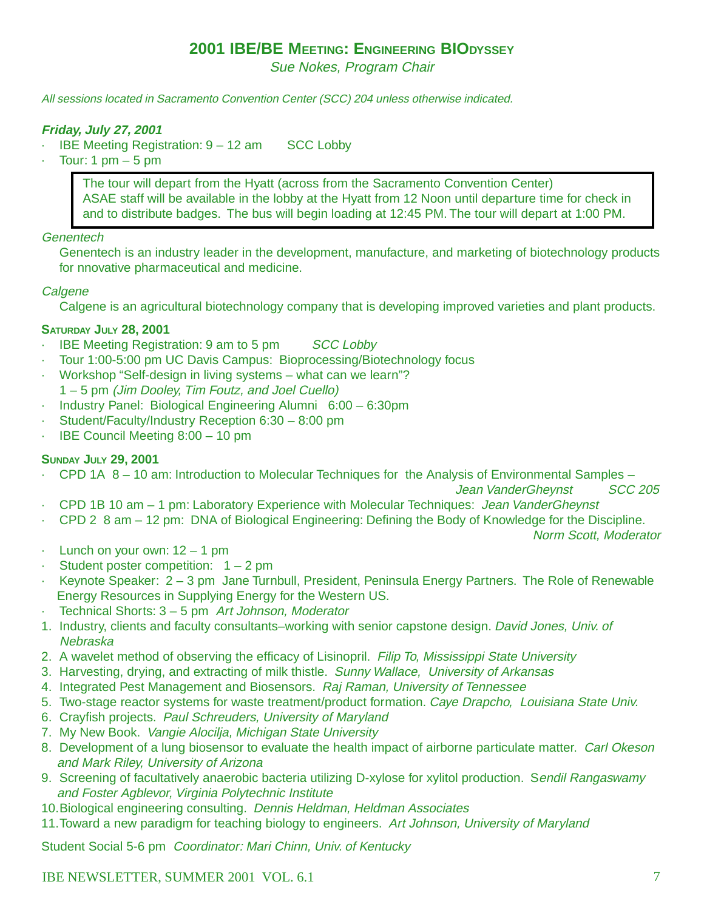# 2001 IBE/BE Meeting: Engineering BIOdyssey

*Sue Nokes, Program Chair*

*All sessions located in Sacramento Convention Center (SCC) 204 unless otherwise indicated.*

### *Friday, July 27, 2001*

- IBE Meeting Registration: 9 – 12 am SCC Lobby
- Tour: 1 pm – 5 pm

> The tour will depart from the Hyatt (across from the Sacramento Convention Center) ASAE staff will be available in the lobby at the Hyatt from 12 Noon until departure time for check in and to distribute badges. The bus will begin loading at 12:45 PM. The tour will depart at 1:00 PM.

*Genentech*

Genentech is an industry leader in the development, manufacture, and marketing of biotechnology products for nnovative pharmaceutical and medicine.

*Calgene*

Calgene is an agricultural biotechnology company that is developing improved varieties and plant products.

### Saturday July 28, 2001

- IBE Meeting Registration: 9 am to 5 pm *SCC Lobby*
- Tour 1:00-5:00 pm UC Davis Campus: Bioprocessing/Biotechnology focus
- Workshop "Self-design in living systems – what can we learn"? 1 – 5 pm *(Jim Dooley, Tim Foutz, and Joel Cuello)*
- Industry Panel: Biological Engineering Alumni 6:00 – 6:30pm
- Student/Faculty/Industry Reception 6:30 – 8:00 pm
- IBE Council Meeting 8:00 – 10 pm

### Sunday July 29, 2001

- CPD 1A 8 – 10 am: Introduction to Molecular Techniques for the Analysis of Environmental Samples – *Jean VanderGheynst* *SCC 205*
- CPD 1B 10 am – 1 pm: Laboratory Experience with Molecular Techniques: *Jean VanderGheynst*
- CPD 2 8 am – 12 pm: DNA of Biological Engineering: Defining the Body of Knowledge for the Discipline. *Norm Scott, Moderator*
- Lunch on your own: 12 – 1 pm
- Student poster competition: 1 – 2 pm
- Keynote Speaker: 2 – 3 pm Jane Turnbull, President, Peninsula Energy Partners. The Role of Renewable Energy Resources in Supplying Energy for the Western US.
- Technical Shorts: 3 – 5 pm *Art Johnson, Moderator*

1. Industry, clients and faculty consultants–working with senior capstone design. *David Jones, Univ. of Nebraska*
2. A wavelet method of observing the efficacy of Lisinopril. *Filip To, Mississippi State University*
3. Harvesting, drying, and extracting of milk thistle. *Sunny Wallace, University of Arkansas*
4. Integrated Pest Management and Biosensors. *Raj Raman, University of Tennessee*
5. Two-stage reactor systems for waste treatment/product formation. *Caye Drapcho, Louisiana State Univ.*
6. Crayfish projects. *Paul Schreuders, University of Maryland*
7. My New Book. *Vangie Alocilja, Michigan State University*
8. Development of a lung biosensor to evaluate the health impact of airborne particulate matter. *Carl Okeson and Mark Riley, University of Arizona*
9. Screening of facultatively anaerobic bacteria utilizing D-xylose for xylitol production. *Sendil Rangaswamy and Foster Agblevor, Virginia Polytechnic Institute*
10. Biological engineering consulting. *Dennis Heldman, Heldman Associates*
11. Toward a new paradigm for teaching biology to engineers. *Art Johnson, University of Maryland*

Student Social 5-6 pm *Coordinator: Mari Chinn, Univ. of Kentucky*